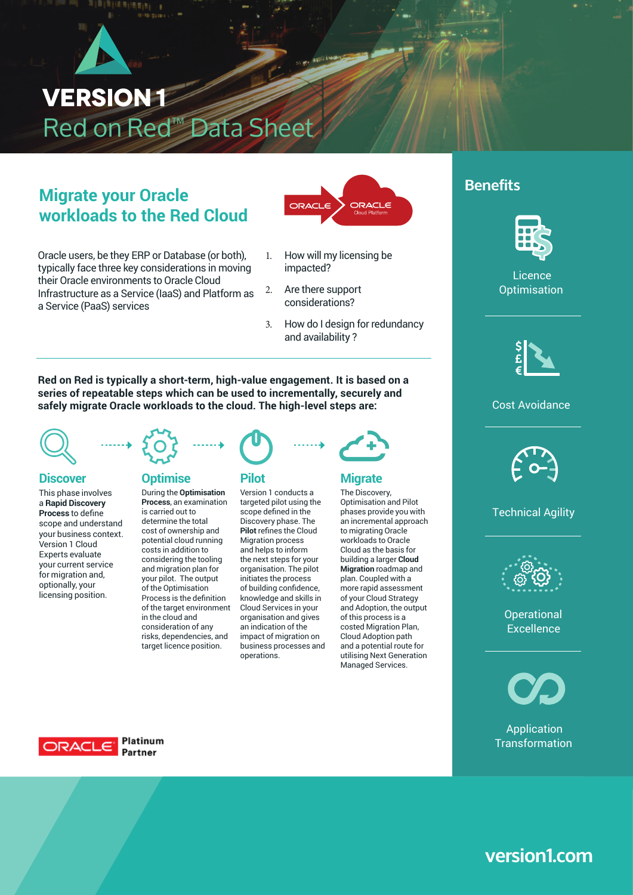# VERSION 1

# Red on Red™ Data Sheet

## Migrate your Oracle workloads to the Red Cloud

Oracle users, be they ERP or Database (or both), typically face three key considerations in moving their Oracle environments to Oracle Cloud Infrastructure as a Service (IaaS) and Platform as a Service (PaaS) services

1. How will my licensing be impacted?
2. Are there support considerations?
3. How do I design for redundancy and availability ?

**Red on Red is typically a short-term, high-value engagement. It is based on a series of repeatable steps which can be used to incrementally, securely and safely migrate Oracle workloads to the cloud. The high-level steps are:**

### Discover

This phase involves a **Rapid Discovery Process** to define scope and understand your business context. Version 1 Cloud Experts evaluate your current service for migration and, optionally, your licensing position.

### Optimise

During the **Optimisation Process**, an examination is carried out to determine the total cost of ownership and potential cloud running costs in addition to considering the tooling and migration plan for your pilot. The output of the Optimisation Process is the definition of the target environment in the cloud and consideration of any risks, dependencies, and target licence position.

### Pilot

Version 1 conducts a targeted pilot using the scope defined in the Discovery phase. The **Pilot** refines the Cloud Migration process and helps to inform the next steps for your organisation. The pilot initiates the process of building confidence, knowledge and skills in Cloud Services in your organisation and gives an indication of the impact of migration on business processes and operations.

### Migrate

The Discovery, Optimisation and Pilot phases provide you with an incremental approach to migrating Oracle workloads to Oracle Cloud as the basis for building a larger **Cloud Migration** roadmap and plan. Coupled with a more rapid assessment of your Cloud Strategy and Adoption, the output of this process is a costed Migration Plan, Cloud Adoption path and a potential route for utilising Next Generation Managed Services.

ORACLE Platinum Partner

## Benefits

- Licence Optimisation
- Cost Avoidance
- Technical Agility
- Operational Excellence
- Application Transformation

version1.com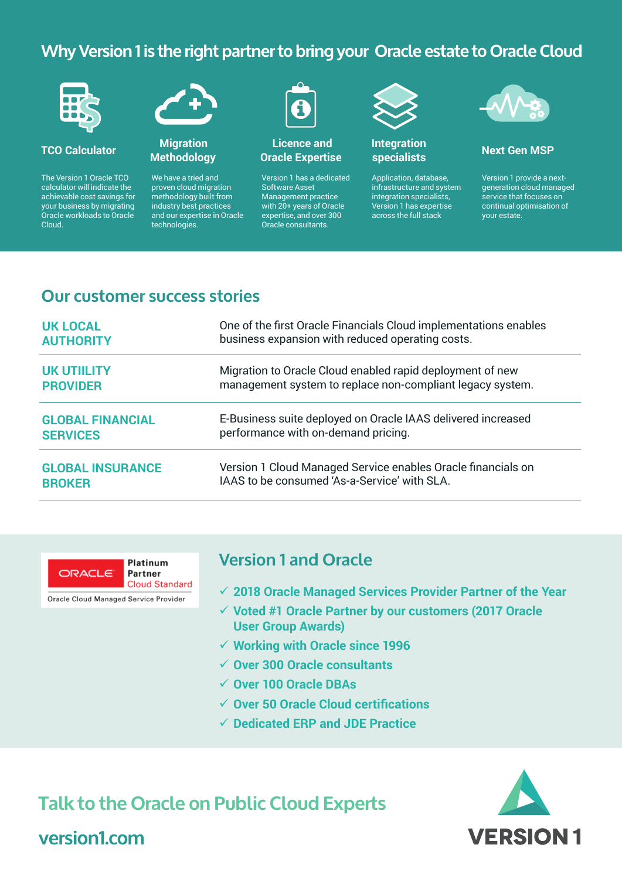# Why Version 1 is the right partner to bring your Oracle estate to Oracle Cloud

### TCO Calculator

The Version 1 Oracle TCO calculator will indicate the achievable cost savings for your business by migrating Oracle workloads to Oracle Cloud.

### Migration Methodology

We have a tried and proven cloud migration methodology built from industry best practices and our expertise in Oracle technologies.

### Licence and Oracle Expertise

Version 1 has a dedicated Software Asset Management practice with 20+ years of Oracle expertise, and over 300 Oracle consultants.

### Integration specialists

Application, database, infrastructure and system integration specialists, Version 1 has expertise across the full stack

### Next Gen MSP

Version 1 provide a next-generation cloud managed service that focuses on continual optimisation of your estate.

## Our customer success stories

| | |
|---|---|
| **UK LOCAL AUTHORITY** | One of the first Oracle Financials Cloud implementations enables business expansion with reduced operating costs. |
| **UK UTIILITY PROVIDER** | Migration to Oracle Cloud enabled rapid deployment of new management system to replace non-compliant legacy system. |
| **GLOBAL FINANCIAL SERVICES** | E-Business suite deployed on Oracle IAAS delivered increased performance with on-demand pricing. |
| **GLOBAL INSURANCE BROKER** | Version 1 Cloud Managed Service enables Oracle financials on IAAS to be consumed 'As-a-Service' with SLA. |

ORACLE Platinum Partner Cloud Standard

Oracle Cloud Managed Service Provider

## Version 1 and Oracle

- ✓ 2018 Oracle Managed Services Provider Partner of the Year
- ✓ Voted #1 Oracle Partner by our customers (2017 Oracle User Group Awards)
- ✓ Working with Oracle since 1996
- ✓ Over 300 Oracle consultants
- ✓ Over 100 Oracle DBAs
- ✓ Over 50 Oracle Cloud certifications
- ✓ Dedicated ERP and JDE Practice

## Talk to the Oracle on Public Cloud Experts

version1.com

VERSION 1